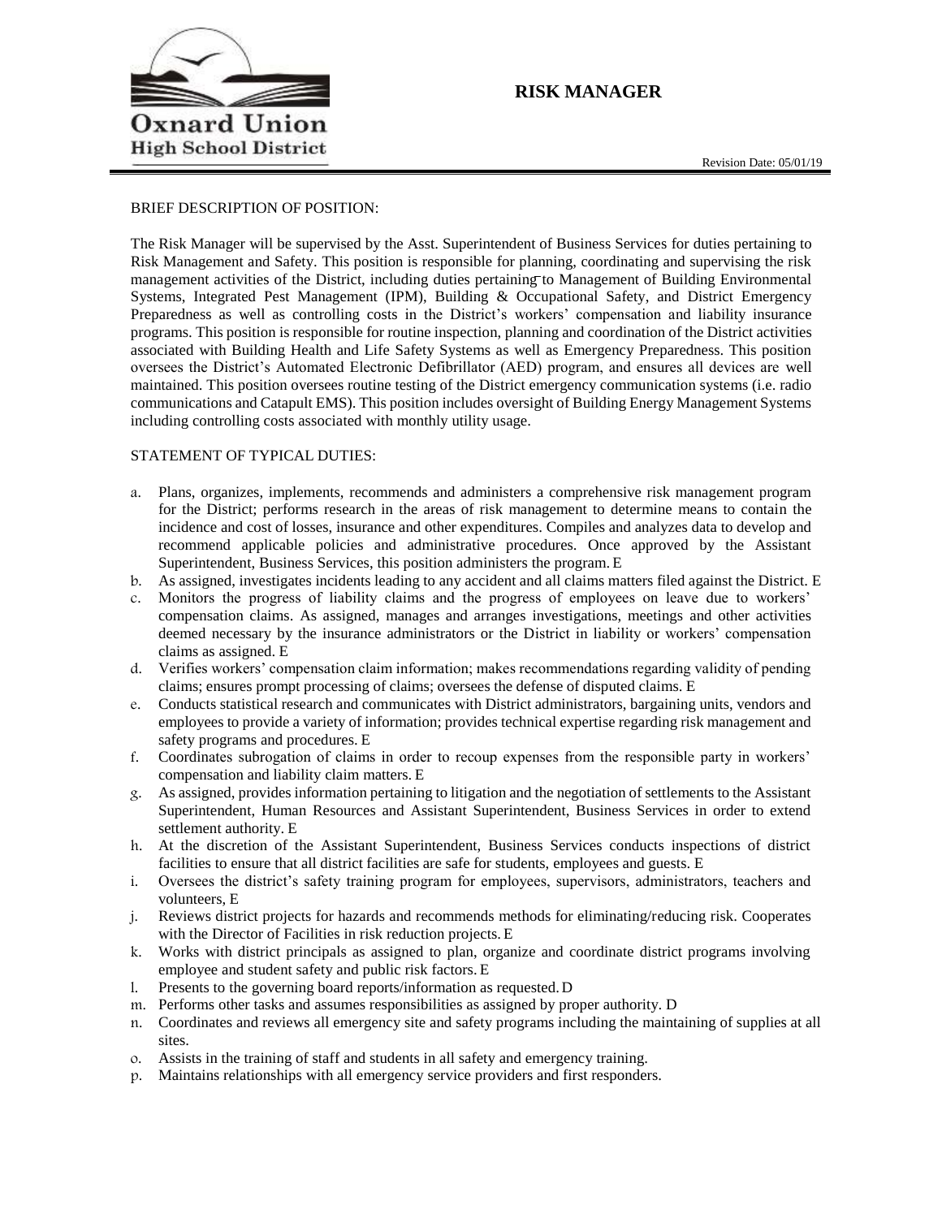Oxnard Union High School District

# RISK MANAGER

Revision Date: 05/01/19

BRIEF DESCRIPTION OF POSITION:

The Risk Manager will be supervised by the Asst. Superintendent of Business Services for duties pertaining to Risk Management and Safety. This position is responsible for planning, coordinating and supervising the risk management activities of the District, including duties pertaining to Management of Building Environmental Systems, Integrated Pest Management (IPM), Building & Occupational Safety, and District Emergency Preparedness as well as controlling costs in the District's workers' compensation and liability insurance programs. This position is responsible for routine inspection, planning and coordination of the District activities associated with Building Health and Life Safety Systems as well as Emergency Preparedness. This position oversees the District's Automated Electronic Defibrillator (AED) program, and ensures all devices are well maintained. This position oversees routine testing of the District emergency communication systems (i.e. radio communications and Catapult EMS). This position includes oversight of Building Energy Management Systems including controlling costs associated with monthly utility usage.

STATEMENT OF TYPICAL DUTIES:

a. Plans, organizes, implements, recommends and administers a comprehensive risk management program for the District; performs research in the areas of risk management to determine means to contain the incidence and cost of losses, insurance and other expenditures. Compiles and analyzes data to develop and recommend applicable policies and administrative procedures. Once approved by the Assistant Superintendent, Business Services, this position administers the program. E
b. As assigned, investigates incidents leading to any accident and all claims matters filed against the District. E
c. Monitors the progress of liability claims and the progress of employees on leave due to workers' compensation claims. As assigned, manages and arranges investigations, meetings and other activities deemed necessary by the insurance administrators or the District in liability or workers' compensation claims as assigned. E
d. Verifies workers' compensation claim information; makes recommendations regarding validity of pending claims; ensures prompt processing of claims; oversees the defense of disputed claims. E
e. Conducts statistical research and communicates with District administrators, bargaining units, vendors and employees to provide a variety of information; provides technical expertise regarding risk management and safety programs and procedures. E
f. Coordinates subrogation of claims in order to recoup expenses from the responsible party in workers' compensation and liability claim matters. E
g. As assigned, provides information pertaining to litigation and the negotiation of settlements to the Assistant Superintendent, Human Resources and Assistant Superintendent, Business Services in order to extend settlement authority. E
h. At the discretion of the Assistant Superintendent, Business Services conducts inspections of district facilities to ensure that all district facilities are safe for students, employees and guests. E
i. Oversees the district's safety training program for employees, supervisors, administrators, teachers and volunteers, E
j. Reviews district projects for hazards and recommends methods for eliminating/reducing risk. Cooperates with the Director of Facilities in risk reduction projects. E
k. Works with district principals as assigned to plan, organize and coordinate district programs involving employee and student safety and public risk factors. E
l. Presents to the governing board reports/information as requested. D
m. Performs other tasks and assumes responsibilities as assigned by proper authority. D
n. Coordinates and reviews all emergency site and safety programs including the maintaining of supplies at all sites.
o. Assists in the training of staff and students in all safety and emergency training.
p. Maintains relationships with all emergency service providers and first responders.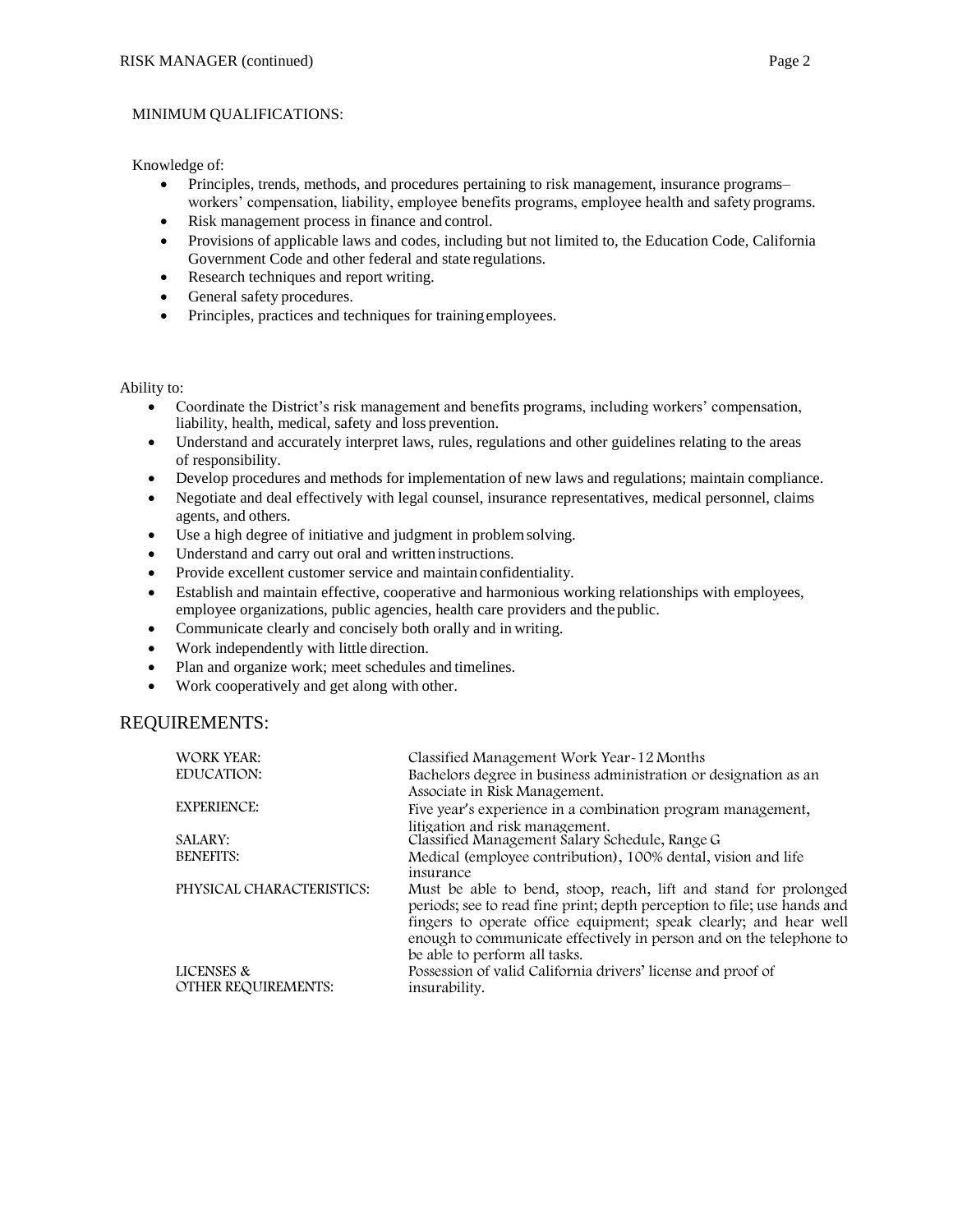MINIMUM QUALIFICATIONS:

Knowledge of:

- Principles, trends, methods, and procedures pertaining to risk management, insurance programs– workers' compensation, liability, employee benefits programs, employee health and safety programs.
- Risk management process in finance and control.
- Provisions of applicable laws and codes, including but not limited to, the Education Code, California Government Code and other federal and state regulations.
- Research techniques and report writing.
- General safety procedures.
- Principles, practices and techniques for training employees.

Ability to:

- Coordinate the District's risk management and benefits programs, including workers' compensation, liability, health, medical, safety and loss prevention.
- Understand and accurately interpret laws, rules, regulations and other guidelines relating to the areas of responsibility.
- Develop procedures and methods for implementation of new laws and regulations; maintain compliance.
- Negotiate and deal effectively with legal counsel, insurance representatives, medical personnel, claims agents, and others.
- Use a high degree of initiative and judgment in problem solving.
- Understand and carry out oral and written instructions.
- Provide excellent customer service and maintain confidentiality.
- Establish and maintain effective, cooperative and harmonious working relationships with employees, employee organizations, public agencies, health care providers and the public.
- Communicate clearly and concisely both orally and in writing.
- Work independently with little direction.
- Plan and organize work; meet schedules and timelines.
- Work cooperatively and get along with other.

## REQUIREMENTS:

| | |
|---|---|
| WORK YEAR: | Classified Management Work Year-12 Months |
| EDUCATION: | Bachelors degree in business administration or designation as an Associate in Risk Management. |
| EXPERIENCE: | Five year's experience in a combination program management, litigation and risk management. |
| SALARY: | Classified Management Salary Schedule, Range G |
| BENEFITS: | Medical (employee contribution), 100% dental, vision and life insurance |
| PHYSICAL CHARACTERISTICS: | Must be able to bend, stoop, reach, lift and stand for prolonged periods; see to read fine print; depth perception to file; use hands and fingers to operate office equipment; speak clearly; and hear well enough to communicate effectively in person and on the telephone to be able to perform all tasks. |
| LICENSES & OTHER REQUIREMENTS: | Possession of valid California drivers' license and proof of insurability. |